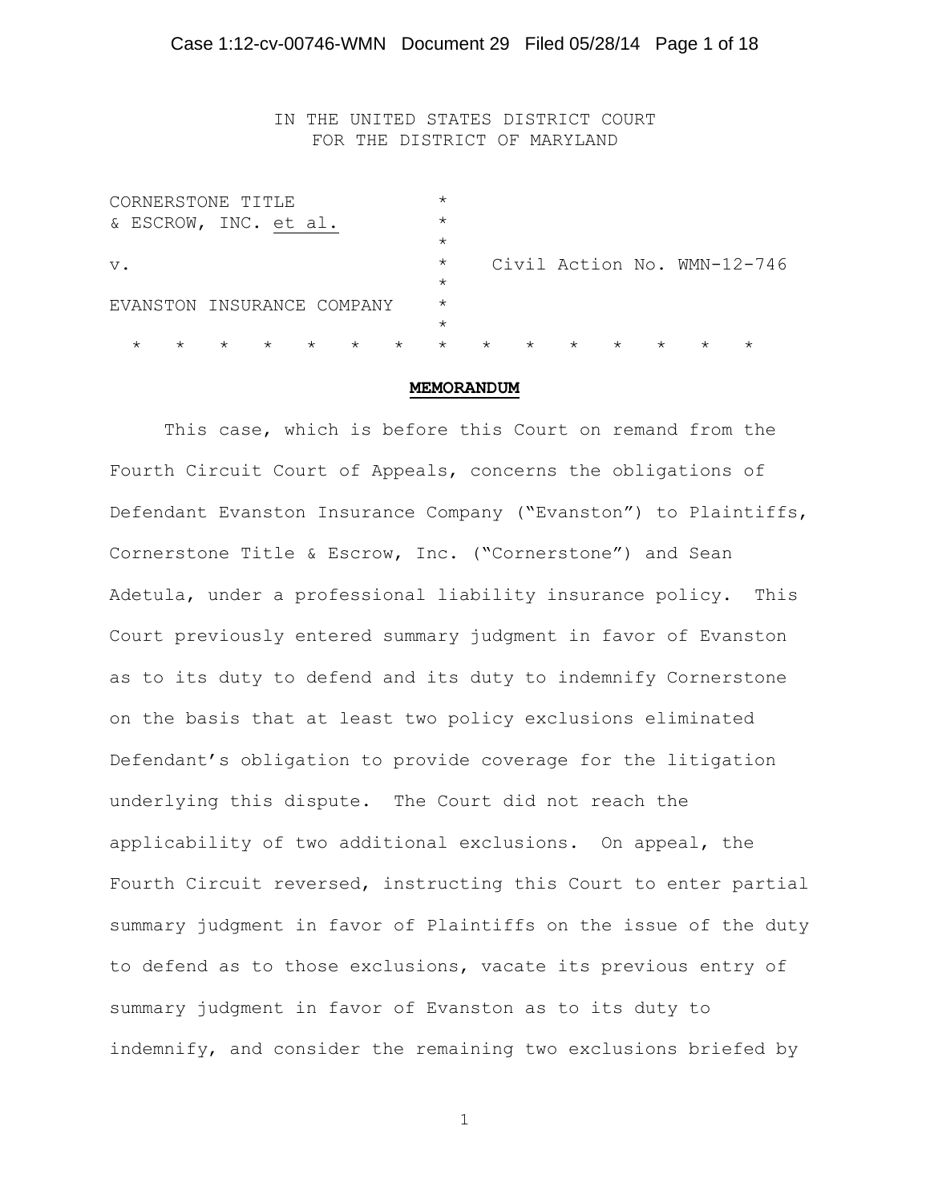IN THE UNITED STATES DISTRICT COURT
FOR THE DISTRICT OF MARYLAND

CORNERSTONE TITLE & ESCROW, INC. et al.

v.

EVANSTON INSURANCE COMPANY

Civil Action No. WMN-12-746

**MEMORANDUM**

This case, which is before this Court on remand from the Fourth Circuit Court of Appeals, concerns the obligations of Defendant Evanston Insurance Company ("Evanston") to Plaintiffs, Cornerstone Title & Escrow, Inc. ("Cornerstone") and Sean Adetula, under a professional liability insurance policy. This Court previously entered summary judgment in favor of Evanston as to its duty to defend and its duty to indemnify Cornerstone on the basis that at least two policy exclusions eliminated Defendant's obligation to provide coverage for the litigation underlying this dispute. The Court did not reach the applicability of two additional exclusions. On appeal, the Fourth Circuit reversed, instructing this Court to enter partial summary judgment in favor of Plaintiffs on the issue of the duty to defend as to those exclusions, vacate its previous entry of summary judgment in favor of Evanston as to its duty to indemnify, and consider the remaining two exclusions briefed by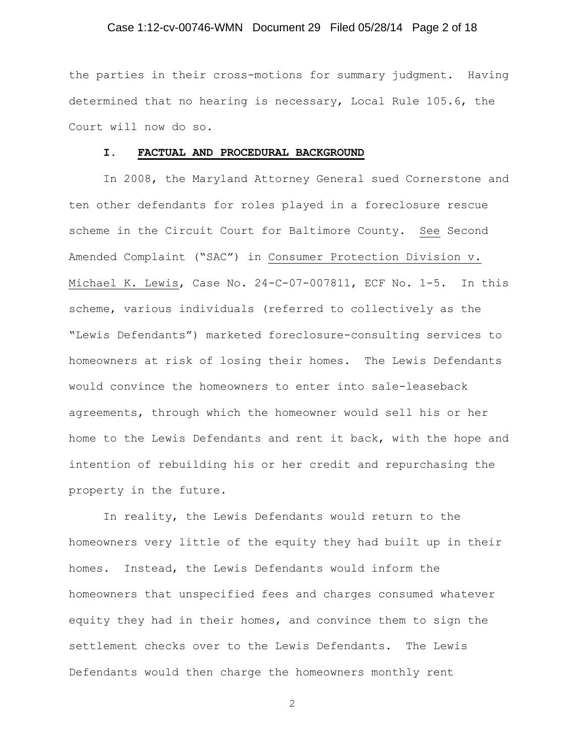the parties in their cross-motions for summary judgment. Having determined that no hearing is necessary, Local Rule 105.6, the Court will now do so.

## I. FACTUAL AND PROCEDURAL BACKGROUND

In 2008, the Maryland Attorney General sued Cornerstone and ten other defendants for roles played in a foreclosure rescue scheme in the Circuit Court for Baltimore County. See Second Amended Complaint ("SAC") in Consumer Protection Division v. Michael K. Lewis, Case No. 24-C-07-007811, ECF No. 1-5. In this scheme, various individuals (referred to collectively as the "Lewis Defendants") marketed foreclosure-consulting services to homeowners at risk of losing their homes. The Lewis Defendants would convince the homeowners to enter into sale-leaseback agreements, through which the homeowner would sell his or her home to the Lewis Defendants and rent it back, with the hope and intention of rebuilding his or her credit and repurchasing the property in the future.

In reality, the Lewis Defendants would return to the homeowners very little of the equity they had built up in their homes. Instead, the Lewis Defendants would inform the homeowners that unspecified fees and charges consumed whatever equity they had in their homes, and convince them to sign the settlement checks over to the Lewis Defendants. The Lewis Defendants would then charge the homeowners monthly rent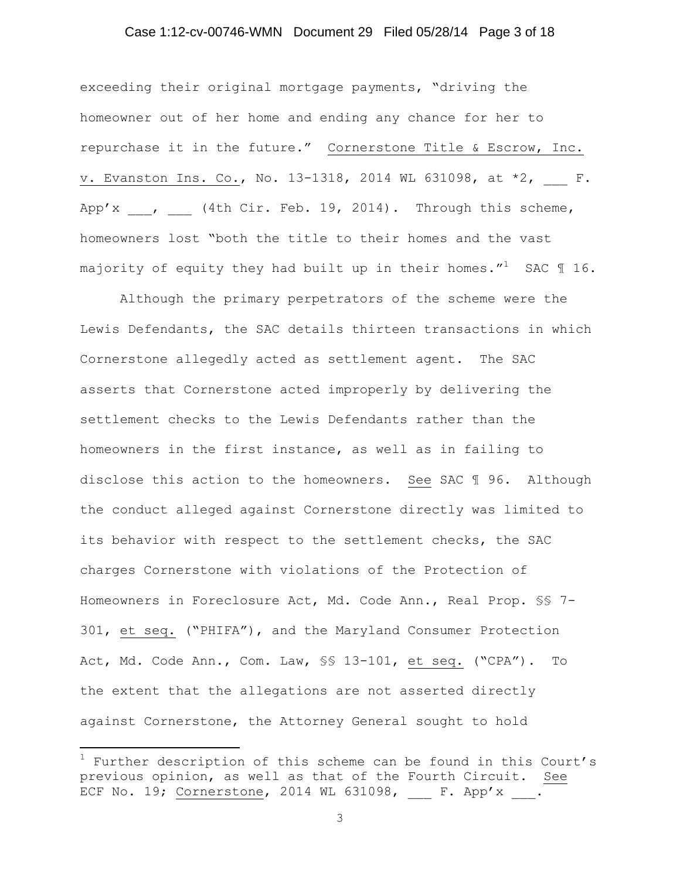exceeding their original mortgage payments, "driving the homeowner out of her home and ending any chance for her to repurchase it in the future." Cornerstone Title & Escrow, Inc. v. Evanston Ins. Co., No. 13-1318, 2014 WL 631098, at *2, ___ F. App'x ___, ___ (4th Cir. Feb. 19, 2014). Through this scheme, homeowners lost "both the title to their homes and the vast majority of equity they had built up in their homes."[1] SAC ¶ 16.

Although the primary perpetrators of the scheme were the Lewis Defendants, the SAC details thirteen transactions in which Cornerstone allegedly acted as settlement agent. The SAC asserts that Cornerstone acted improperly by delivering the settlement checks to the Lewis Defendants rather than the homeowners in the first instance, as well as in failing to disclose this action to the homeowners. See SAC ¶ 96. Although the conduct alleged against Cornerstone directly was limited to its behavior with respect to the settlement checks, the SAC charges Cornerstone with violations of the Protection of Homeowners in Foreclosure Act, Md. Code Ann., Real Prop. §§ 7-301, et seq. ("PHIFA"), and the Maryland Consumer Protection Act, Md. Code Ann., Com. Law, §§ 13-101, et seq. ("CPA"). To the extent that the allegations are not asserted directly against Cornerstone, the Attorney General sought to hold

[1] Further description of this scheme can be found in this Court's previous opinion, as well as that of the Fourth Circuit. See ECF No. 19; Cornerstone, 2014 WL 631098, ___ F. App'x ___.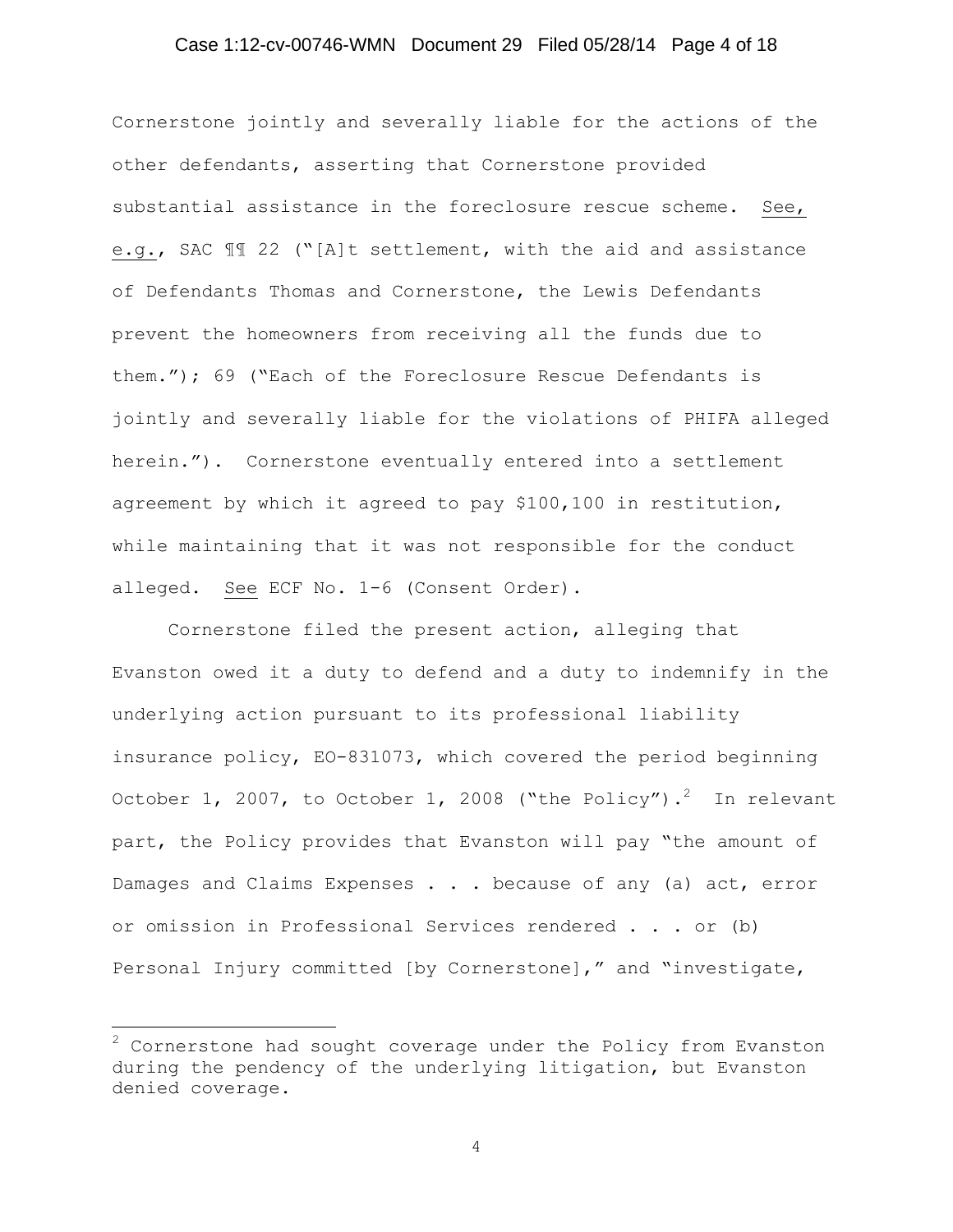Cornerstone jointly and severally liable for the actions of the other defendants, asserting that Cornerstone provided substantial assistance in the foreclosure rescue scheme. See, e.g., SAC ¶¶ 22 ("[A]t settlement, with the aid and assistance of Defendants Thomas and Cornerstone, the Lewis Defendants prevent the homeowners from receiving all the funds due to them."); 69 ("Each of the Foreclosure Rescue Defendants is jointly and severally liable for the violations of PHIFA alleged herein."). Cornerstone eventually entered into a settlement agreement by which it agreed to pay $100,100 in restitution, while maintaining that it was not responsible for the conduct alleged. See ECF No. 1-6 (Consent Order).

Cornerstone filed the present action, alleging that Evanston owed it a duty to defend and a duty to indemnify in the underlying action pursuant to its professional liability insurance policy, EO-831073, which covered the period beginning October 1, 2007, to October 1, 2008 ("the Policy").[2] In relevant part, the Policy provides that Evanston will pay "the amount of Damages and Claims Expenses . . . because of any (a) act, error or omission in Professional Services rendered . . . or (b) Personal Injury committed [by Cornerstone]," and "investigate,

[2] Cornerstone had sought coverage under the Policy from Evanston during the pendency of the underlying litigation, but Evanston denied coverage.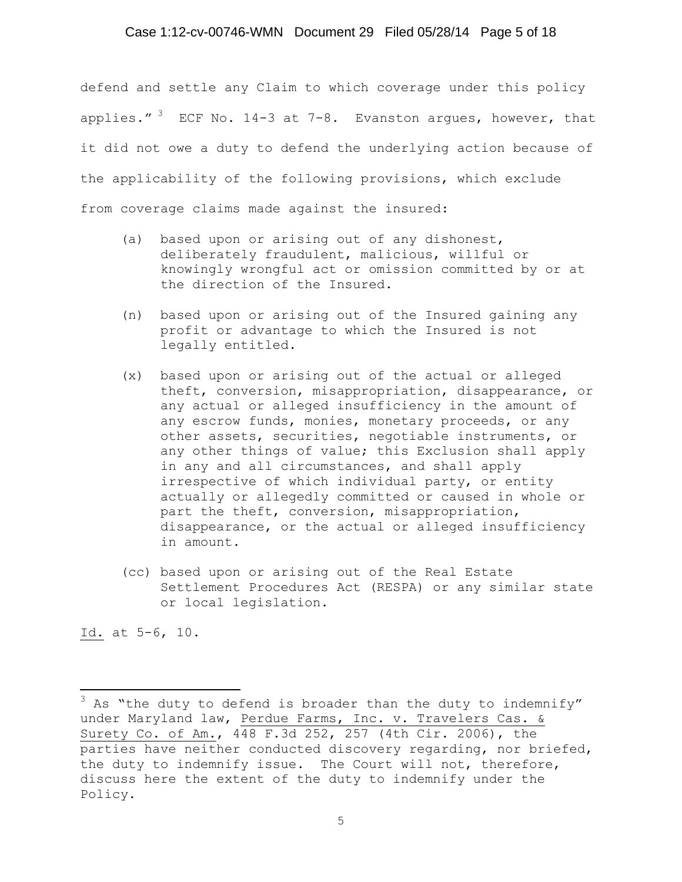defend and settle any Claim to which coverage under this policy applies."[3] ECF No. 14-3 at 7-8. Evanston argues, however, that it did not owe a duty to defend the underlying action because of the applicability of the following provisions, which exclude from coverage claims made against the insured:

> (a) based upon or arising out of any dishonest, deliberately fraudulent, malicious, willful or knowingly wrongful act or omission committed by or at the direction of the Insured.
>
> (n) based upon or arising out of the Insured gaining any profit or advantage to which the Insured is not legally entitled.
>
> (x) based upon or arising out of the actual or alleged theft, conversion, misappropriation, disappearance, or any actual or alleged insufficiency in the amount of any escrow funds, monies, monetary proceeds, or any other assets, securities, negotiable instruments, or any other things of value; this Exclusion shall apply in any and all circumstances, and shall apply irrespective of which individual party, or entity actually or allegedly committed or caused in whole or part the theft, conversion, misappropriation, disappearance, or the actual or alleged insufficiency in amount.
>
> (cc) based upon or arising out of the Real Estate Settlement Procedures Act (RESPA) or any similar state or local legislation.

Id. at 5-6, 10.

---

[3] As "the duty to defend is broader than the duty to indemnify" under Maryland law, Perdue Farms, Inc. v. Travelers Cas. & Surety Co. of Am., 448 F.3d 252, 257 (4th Cir. 2006), the parties have neither conducted discovery regarding, nor briefed, the duty to indemnify issue. The Court will not, therefore, discuss here the extent of the duty to indemnify under the Policy.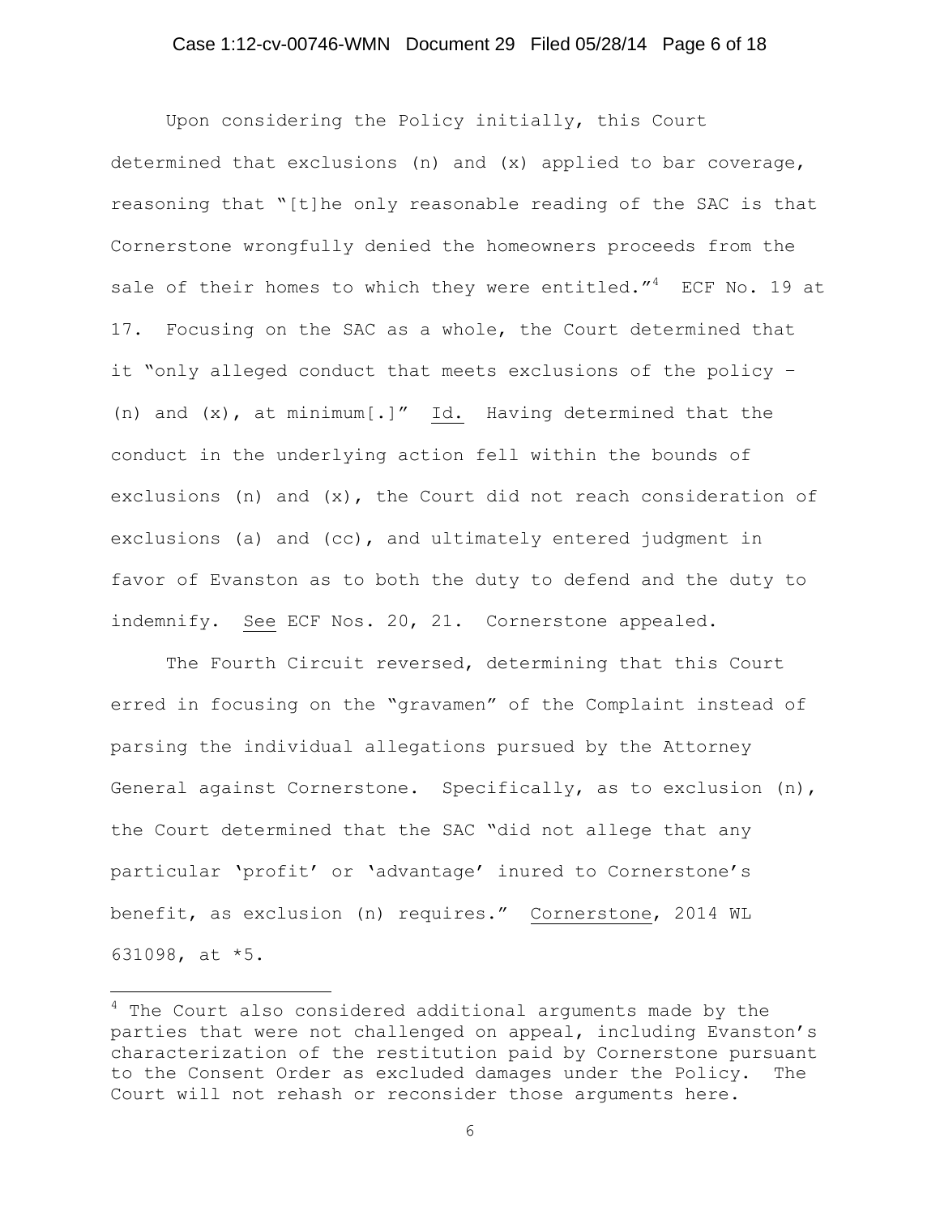Upon considering the Policy initially, this Court determined that exclusions (n) and (x) applied to bar coverage, reasoning that "[t]he only reasonable reading of the SAC is that Cornerstone wrongfully denied the homeowners proceeds from the sale of their homes to which they were entitled."[4] ECF No. 19 at 17. Focusing on the SAC as a whole, the Court determined that it "only alleged conduct that meets exclusions of the policy – (n) and (x), at minimum[.]" Id. Having determined that the conduct in the underlying action fell within the bounds of exclusions (n) and (x), the Court did not reach consideration of exclusions (a) and (cc), and ultimately entered judgment in favor of Evanston as to both the duty to defend and the duty to indemnify. See ECF Nos. 20, 21. Cornerstone appealed.

The Fourth Circuit reversed, determining that this Court erred in focusing on the "gravamen" of the Complaint instead of parsing the individual allegations pursued by the Attorney General against Cornerstone. Specifically, as to exclusion (n), the Court determined that the SAC "did not allege that any particular 'profit' or 'advantage' inured to Cornerstone's benefit, as exclusion (n) requires." Cornerstone, 2014 WL 631098, at *5.

---

[4] The Court also considered additional arguments made by the parties that were not challenged on appeal, including Evanston's characterization of the restitution paid by Cornerstone pursuant to the Consent Order as excluded damages under the Policy. The Court will not rehash or reconsider those arguments here.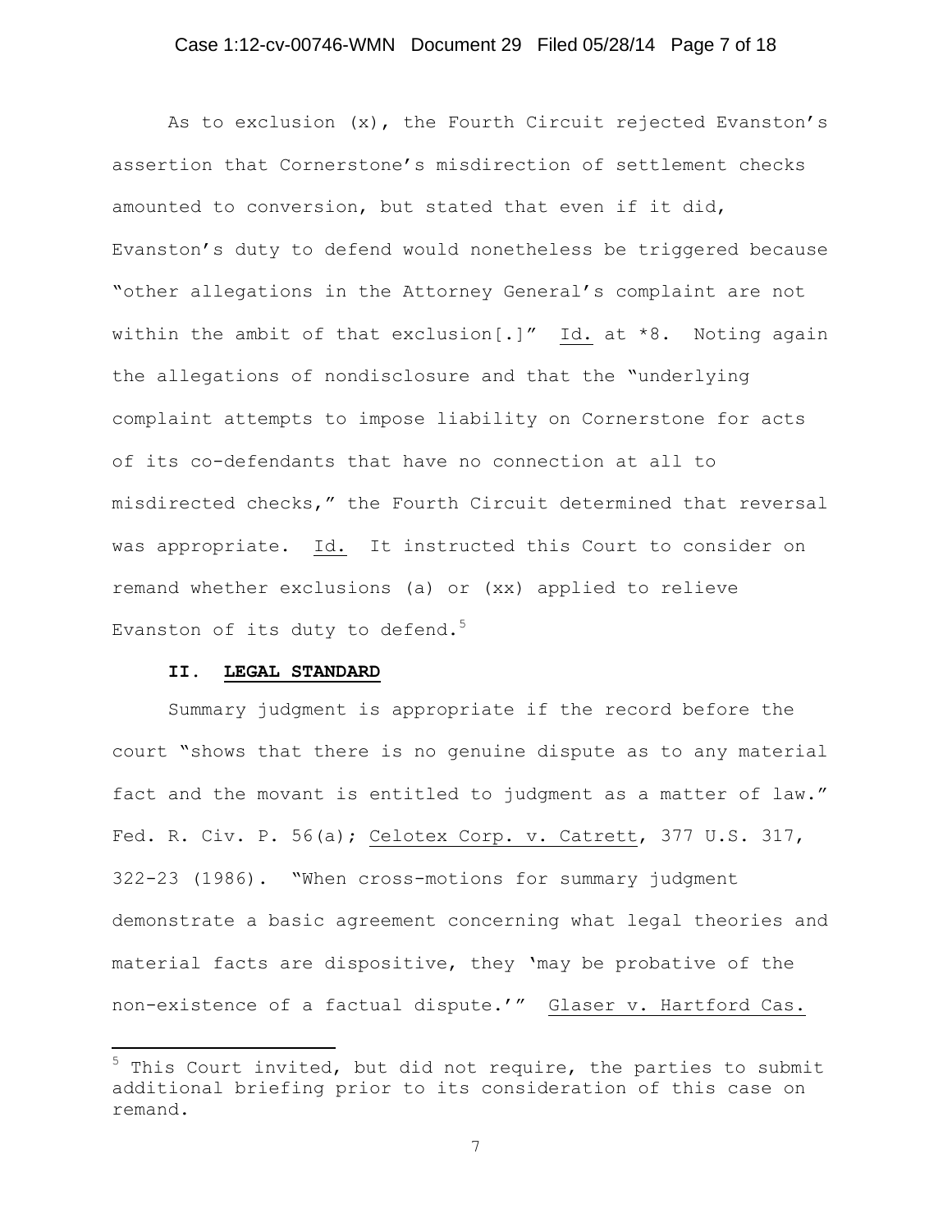As to exclusion (x), the Fourth Circuit rejected Evanston's assertion that Cornerstone's misdirection of settlement checks amounted to conversion, but stated that even if it did, Evanston's duty to defend would nonetheless be triggered because "other allegations in the Attorney General's complaint are not within the ambit of that exclusion[.]" Id. at *8. Noting again the allegations of nondisclosure and that the "underlying complaint attempts to impose liability on Cornerstone for acts of its co-defendants that have no connection at all to misdirected checks," the Fourth Circuit determined that reversal was appropriate. Id. It instructed this Court to consider on remand whether exclusions (a) or (xx) applied to relieve Evanston of its duty to defend.[5]

## II. LEGAL STANDARD

Summary judgment is appropriate if the record before the court "shows that there is no genuine dispute as to any material fact and the movant is entitled to judgment as a matter of law." Fed. R. Civ. P. 56(a); Celotex Corp. v. Catrett, 377 U.S. 317, 322-23 (1986). "When cross-motions for summary judgment demonstrate a basic agreement concerning what legal theories and material facts are dispositive, they 'may be probative of the non-existence of a factual dispute.'" Glaser v. Hartford Cas.

---

[5] This Court invited, but did not require, the parties to submit additional briefing prior to its consideration of this case on remand.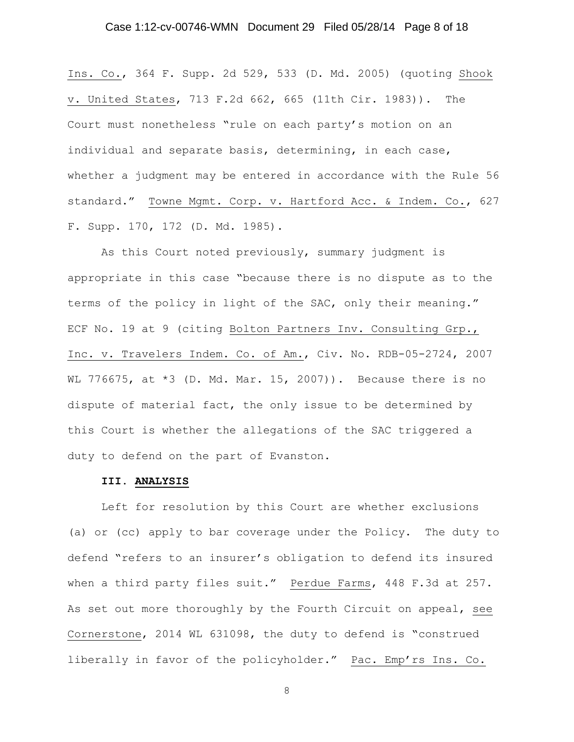Ins. Co., 364 F. Supp. 2d 529, 533 (D. Md. 2005) (quoting Shook v. United States, 713 F.2d 662, 665 (11th Cir. 1983)). The Court must nonetheless "rule on each party's motion on an individual and separate basis, determining, in each case, whether a judgment may be entered in accordance with the Rule 56 standard." Towne Mgmt. Corp. v. Hartford Acc. & Indem. Co., 627 F. Supp. 170, 172 (D. Md. 1985).

As this Court noted previously, summary judgment is appropriate in this case "because there is no dispute as to the terms of the policy in light of the SAC, only their meaning." ECF No. 19 at 9 (citing Bolton Partners Inv. Consulting Grp., Inc. v. Travelers Indem. Co. of Am., Civ. No. RDB-05-2724, 2007 WL 776675, at *3 (D. Md. Mar. 15, 2007)). Because there is no dispute of material fact, the only issue to be determined by this Court is whether the allegations of the SAC triggered a duty to defend on the part of Evanston.

## III. ANALYSIS

Left for resolution by this Court are whether exclusions (a) or (cc) apply to bar coverage under the Policy. The duty to defend "refers to an insurer's obligation to defend its insured when a third party files suit." Perdue Farms, 448 F.3d at 257. As set out more thoroughly by the Fourth Circuit on appeal, see Cornerstone, 2014 WL 631098, the duty to defend is "construed liberally in favor of the policyholder." Pac. Emp'rs Ins. Co.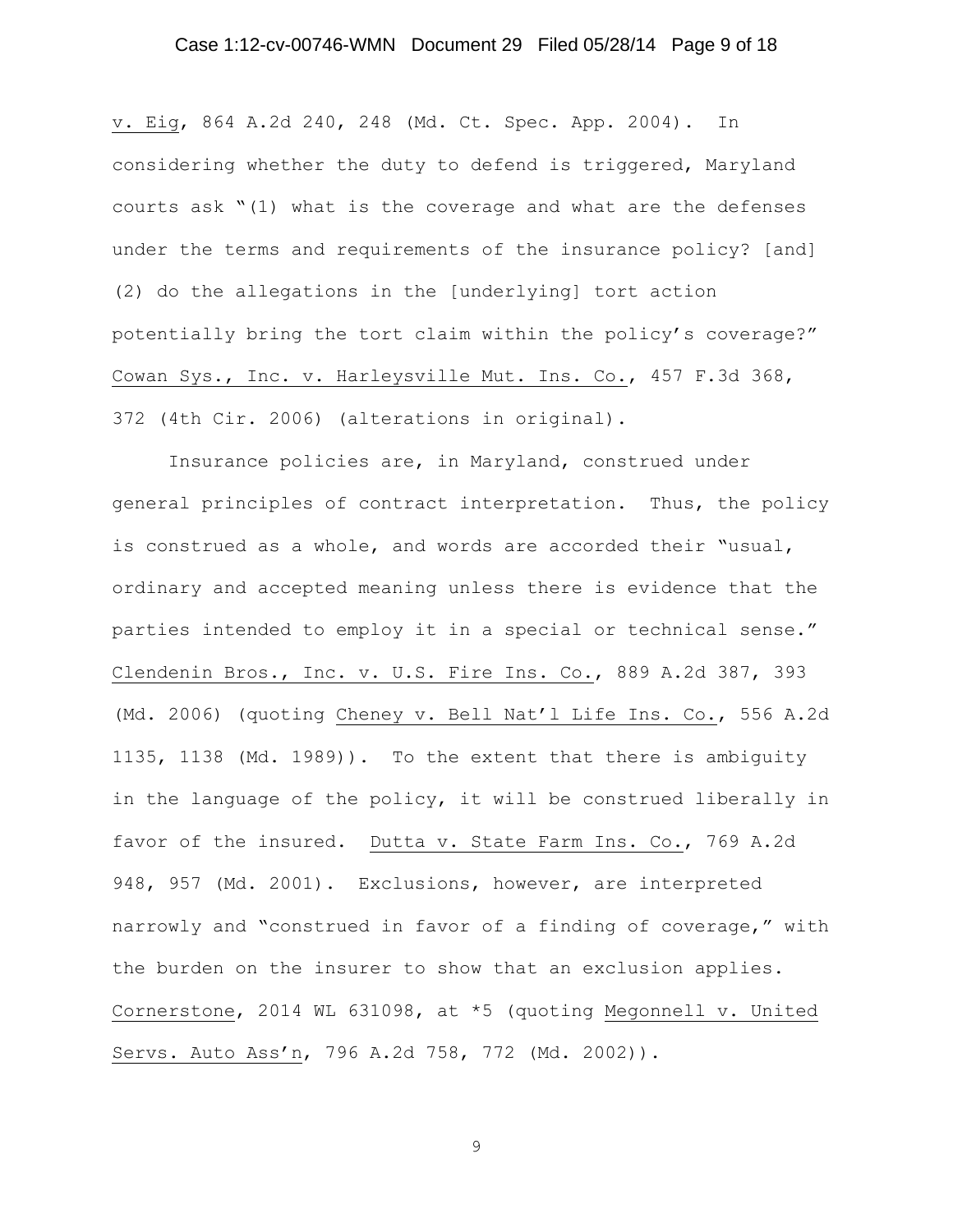v. Eig, 864 A.2d 240, 248 (Md. Ct. Spec. App. 2004). In considering whether the duty to defend is triggered, Maryland courts ask "(1) what is the coverage and what are the defenses under the terms and requirements of the insurance policy? [and] (2) do the allegations in the [underlying] tort action potentially bring the tort claim within the policy's coverage?" Cowan Sys., Inc. v. Harleysville Mut. Ins. Co., 457 F.3d 368, 372 (4th Cir. 2006) (alterations in original).

Insurance policies are, in Maryland, construed under general principles of contract interpretation. Thus, the policy is construed as a whole, and words are accorded their "usual, ordinary and accepted meaning unless there is evidence that the parties intended to employ it in a special or technical sense." Clendenin Bros., Inc. v. U.S. Fire Ins. Co., 889 A.2d 387, 393 (Md. 2006) (quoting Cheney v. Bell Nat'l Life Ins. Co., 556 A.2d 1135, 1138 (Md. 1989)). To the extent that there is ambiguity in the language of the policy, it will be construed liberally in favor of the insured. Dutta v. State Farm Ins. Co., 769 A.2d 948, 957 (Md. 2001). Exclusions, however, are interpreted narrowly and "construed in favor of a finding of coverage," with the burden on the insurer to show that an exclusion applies. Cornerstone, 2014 WL 631098, at *5 (quoting Megonnell v. United Servs. Auto Ass'n, 796 A.2d 758, 772 (Md. 2002)).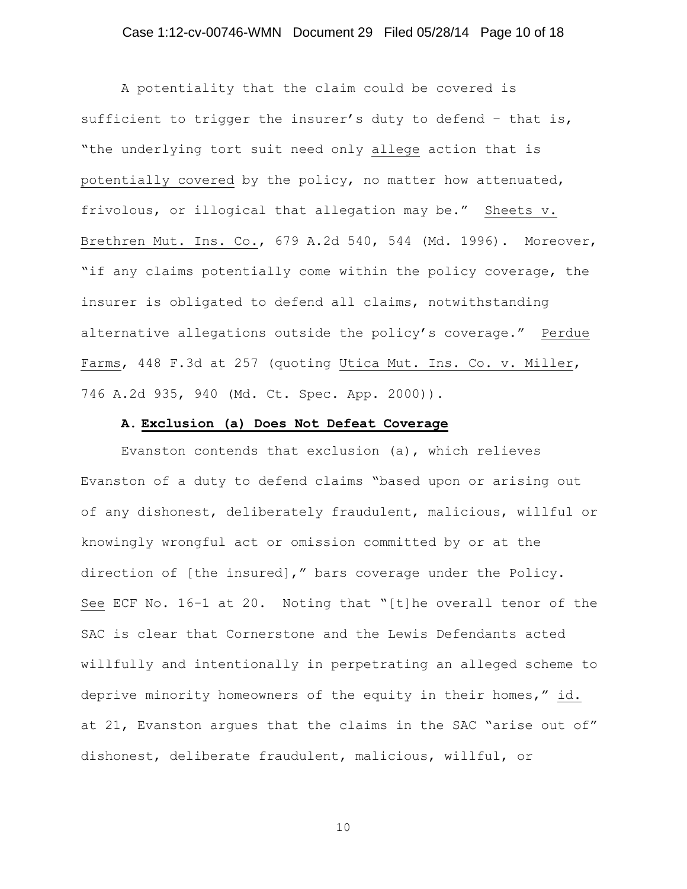A potentiality that the claim could be covered is sufficient to trigger the insurer's duty to defend – that is, "the underlying tort suit need only allege action that is potentially covered by the policy, no matter how attenuated, frivolous, or illogical that allegation may be." Sheets v. Brethren Mut. Ins. Co., 679 A.2d 540, 544 (Md. 1996). Moreover, "if any claims potentially come within the policy coverage, the insurer is obligated to defend all claims, notwithstanding alternative allegations outside the policy's coverage." Perdue Farms, 448 F.3d at 257 (quoting Utica Mut. Ins. Co. v. Miller, 746 A.2d 935, 940 (Md. Ct. Spec. App. 2000)).

### A. Exclusion (a) Does Not Defeat Coverage

Evanston contends that exclusion (a), which relieves Evanston of a duty to defend claims "based upon or arising out of any dishonest, deliberately fraudulent, malicious, willful or knowingly wrongful act or omission committed by or at the direction of [the insured]," bars coverage under the Policy. See ECF No. 16-1 at 20. Noting that "[t]he overall tenor of the SAC is clear that Cornerstone and the Lewis Defendants acted willfully and intentionally in perpetrating an alleged scheme to deprive minority homeowners of the equity in their homes," id. at 21, Evanston argues that the claims in the SAC "arise out of" dishonest, deliberate fraudulent, malicious, willful, or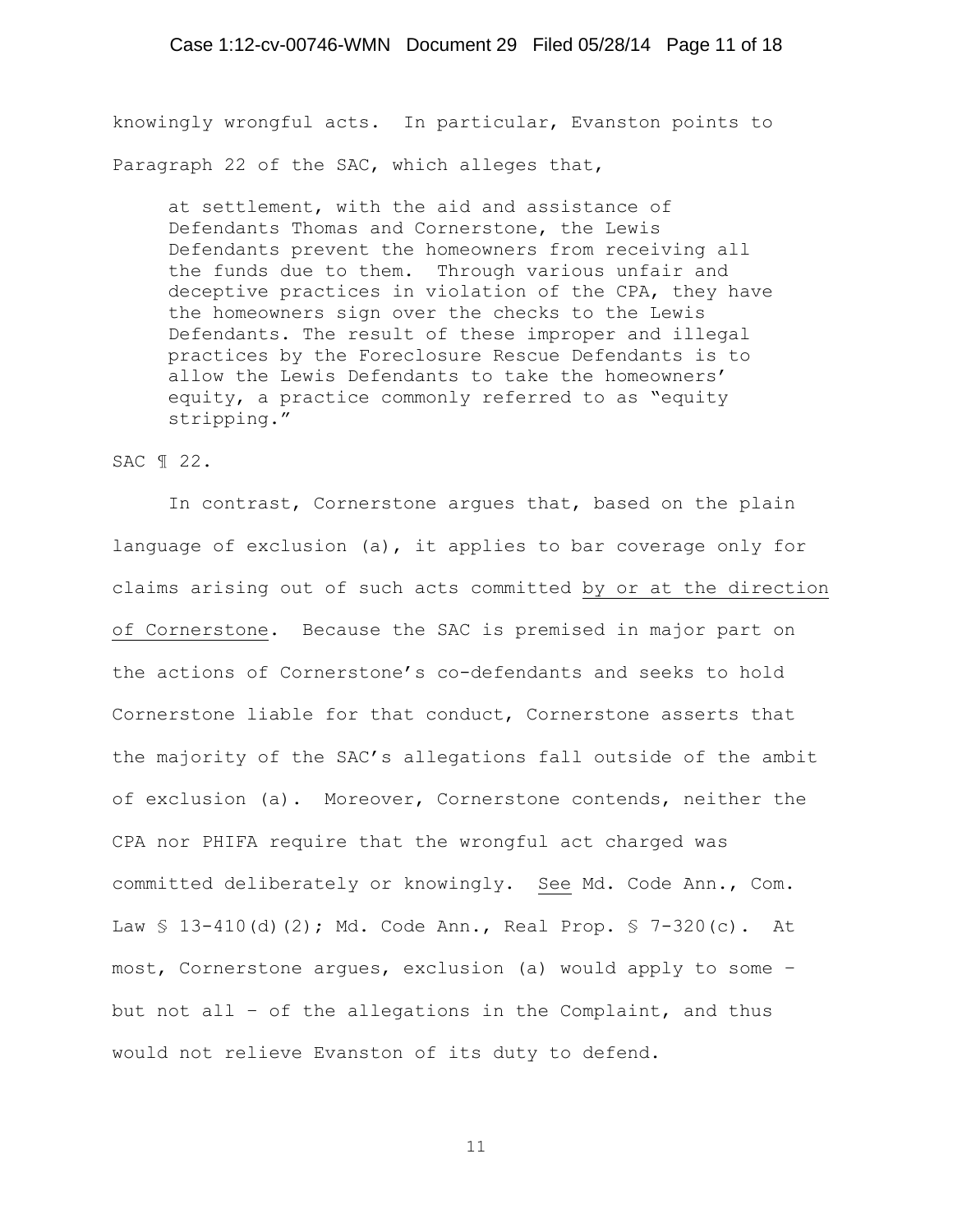knowingly wrongful acts. In particular, Evanston points to Paragraph 22 of the SAC, which alleges that,

> at settlement, with the aid and assistance of Defendants Thomas and Cornerstone, the Lewis Defendants prevent the homeowners from receiving all the funds due to them. Through various unfair and deceptive practices in violation of the CPA, they have the homeowners sign over the checks to the Lewis Defendants. The result of these improper and illegal practices by the Foreclosure Rescue Defendants is to allow the Lewis Defendants to take the homeowners' equity, a practice commonly referred to as "equity stripping."

SAC ¶ 22.

In contrast, Cornerstone argues that, based on the plain language of exclusion (a), it applies to bar coverage only for claims arising out of such acts committed <u>by or at the direction of Cornerstone</u>. Because the SAC is premised in major part on the actions of Cornerstone's co-defendants and seeks to hold Cornerstone liable for that conduct, Cornerstone asserts that the majority of the SAC's allegations fall outside of the ambit of exclusion (a). Moreover, Cornerstone contends, neither the CPA nor PHIFA require that the wrongful act charged was committed deliberately or knowingly. <u>See</u> Md. Code Ann., Com. Law § 13-410(d)(2); Md. Code Ann., Real Prop. § 7-320(c). At most, Cornerstone argues, exclusion (a) would apply to some – but not all – of the allegations in the Complaint, and thus would not relieve Evanston of its duty to defend.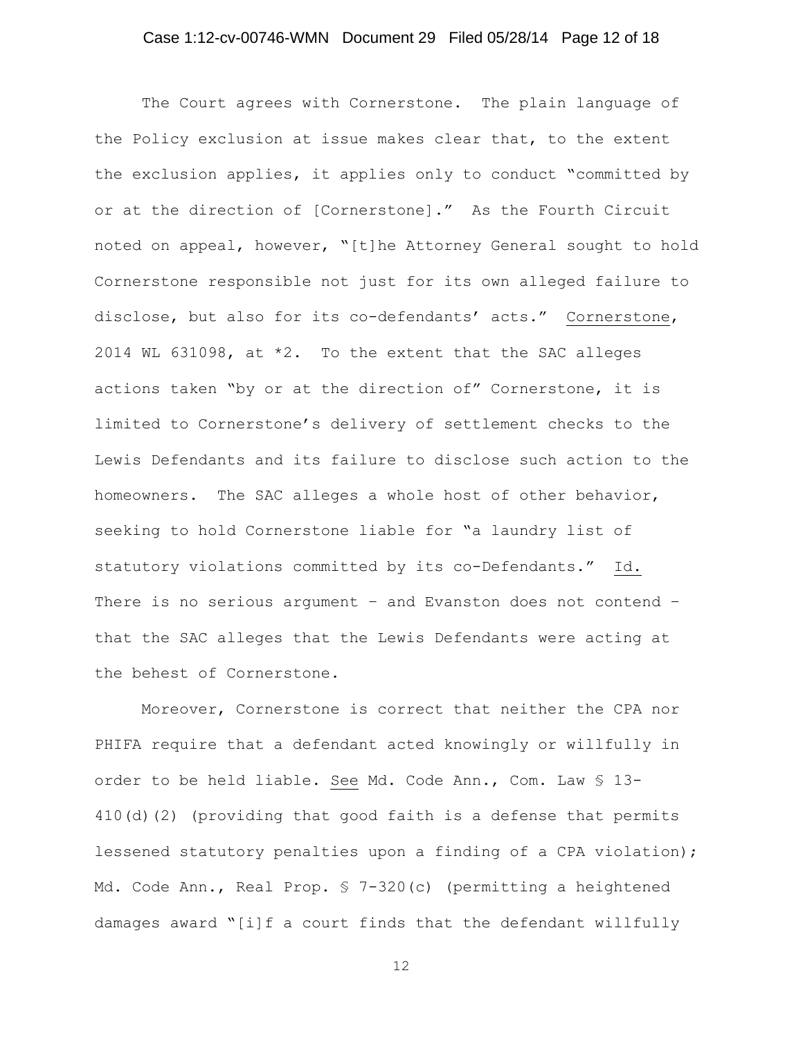The Court agrees with Cornerstone. The plain language of the Policy exclusion at issue makes clear that, to the extent the exclusion applies, it applies only to conduct "committed by or at the direction of [Cornerstone]." As the Fourth Circuit noted on appeal, however, "[t]he Attorney General sought to hold Cornerstone responsible not just for its own alleged failure to disclose, but also for its co-defendants' acts." Cornerstone, 2014 WL 631098, at *2. To the extent that the SAC alleges actions taken "by or at the direction of" Cornerstone, it is limited to Cornerstone's delivery of settlement checks to the Lewis Defendants and its failure to disclose such action to the homeowners. The SAC alleges a whole host of other behavior, seeking to hold Cornerstone liable for "a laundry list of statutory violations committed by its co-Defendants." Id. There is no serious argument – and Evanston does not contend – that the SAC alleges that the Lewis Defendants were acting at the behest of Cornerstone.

Moreover, Cornerstone is correct that neither the CPA nor PHIFA require that a defendant acted knowingly or willfully in order to be held liable. See Md. Code Ann., Com. Law § 13-410(d)(2) (providing that good faith is a defense that permits lessened statutory penalties upon a finding of a CPA violation); Md. Code Ann., Real Prop. § 7-320(c) (permitting a heightened damages award "[i]f a court finds that the defendant willfully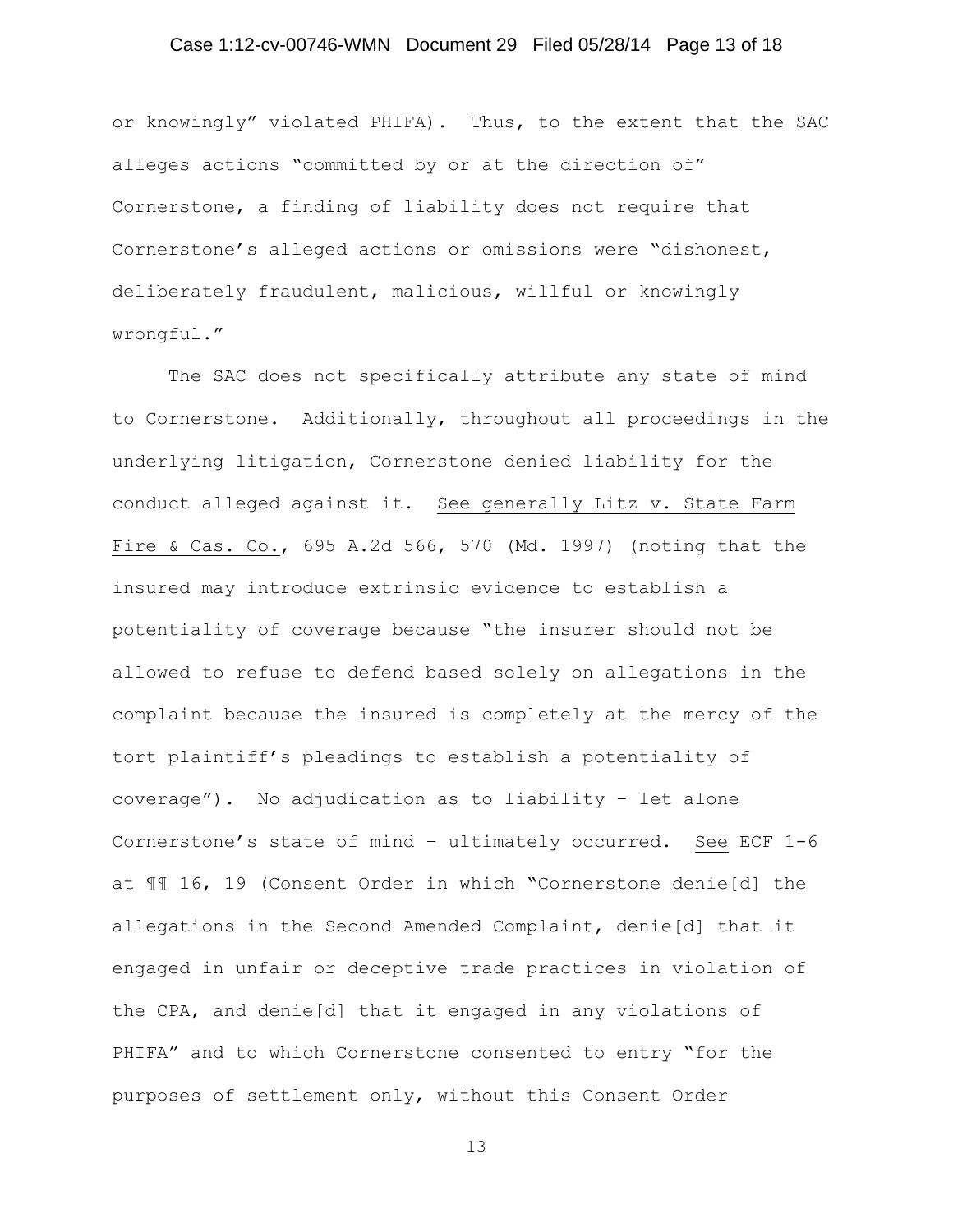or knowingly" violated PHIFA). Thus, to the extent that the SAC alleges actions "committed by or at the direction of" Cornerstone, a finding of liability does not require that Cornerstone's alleged actions or omissions were "dishonest, deliberately fraudulent, malicious, willful or knowingly wrongful."

The SAC does not specifically attribute any state of mind to Cornerstone. Additionally, throughout all proceedings in the underlying litigation, Cornerstone denied liability for the conduct alleged against it. See generally Litz v. State Farm Fire & Cas. Co., 695 A.2d 566, 570 (Md. 1997) (noting that the insured may introduce extrinsic evidence to establish a potentiality of coverage because "the insurer should not be allowed to refuse to defend based solely on allegations in the complaint because the insured is completely at the mercy of the tort plaintiff's pleadings to establish a potentiality of coverage"). No adjudication as to liability – let alone Cornerstone's state of mind – ultimately occurred. See ECF 1-6 at ¶¶ 16, 19 (Consent Order in which "Cornerstone denie[d] the allegations in the Second Amended Complaint, denie[d] that it engaged in unfair or deceptive trade practices in violation of the CPA, and denie[d] that it engaged in any violations of PHIFA" and to which Cornerstone consented to entry "for the purposes of settlement only, without this Consent Order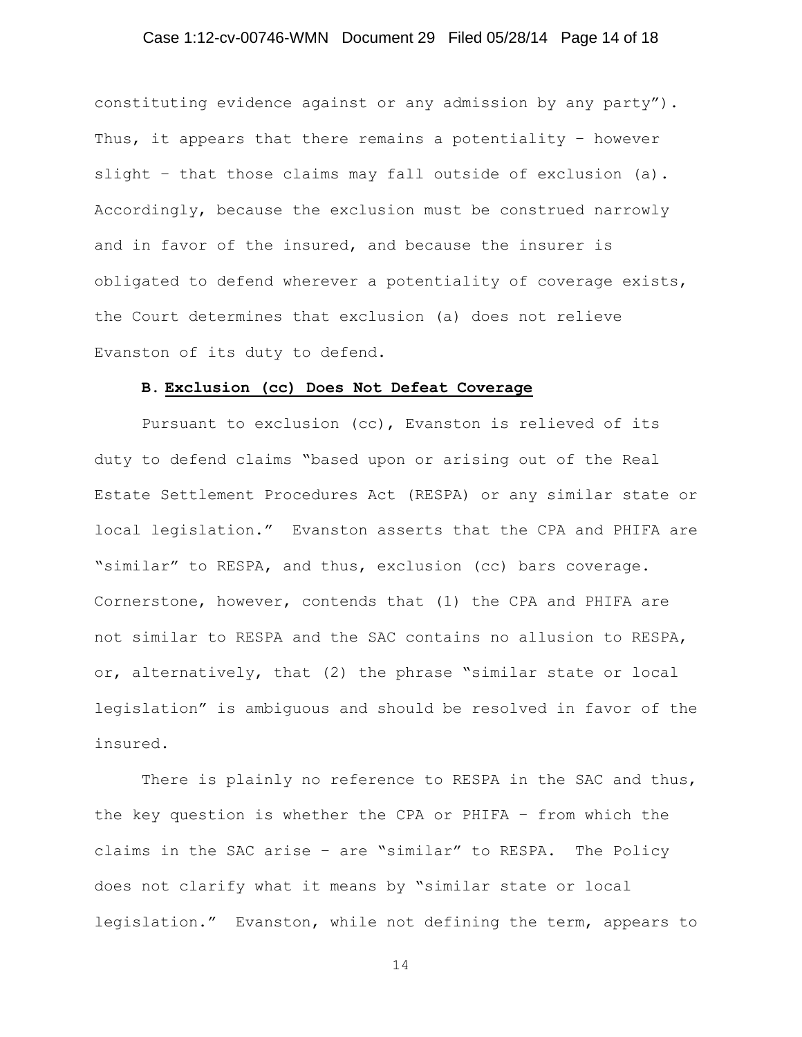constituting evidence against or any admission by any party"). Thus, it appears that there remains a potentiality – however slight – that those claims may fall outside of exclusion (a). Accordingly, because the exclusion must be construed narrowly and in favor of the insured, and because the insurer is obligated to defend wherever a potentiality of coverage exists, the Court determines that exclusion (a) does not relieve Evanston of its duty to defend.

**B. Exclusion (cc) Does Not Defeat Coverage**

Pursuant to exclusion (cc), Evanston is relieved of its duty to defend claims "based upon or arising out of the Real Estate Settlement Procedures Act (RESPA) or any similar state or local legislation." Evanston asserts that the CPA and PHIFA are "similar" to RESPA, and thus, exclusion (cc) bars coverage. Cornerstone, however, contends that (1) the CPA and PHIFA are not similar to RESPA and the SAC contains no allusion to RESPA, or, alternatively, that (2) the phrase "similar state or local legislation" is ambiguous and should be resolved in favor of the insured.

There is plainly no reference to RESPA in the SAC and thus, the key question is whether the CPA or PHIFA – from which the claims in the SAC arise – are "similar" to RESPA. The Policy does not clarify what it means by "similar state or local legislation." Evanston, while not defining the term, appears to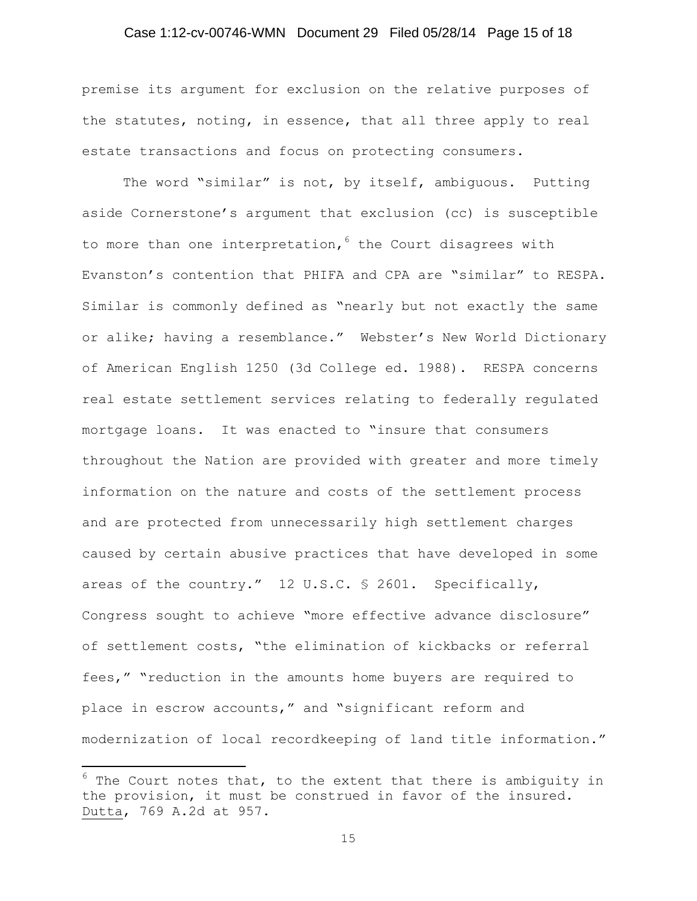premise its argument for exclusion on the relative purposes of the statutes, noting, in essence, that all three apply to real estate transactions and focus on protecting consumers.

The word "similar" is not, by itself, ambiguous. Putting aside Cornerstone's argument that exclusion (cc) is susceptible to more than one interpretation,[6] the Court disagrees with Evanston's contention that PHIFA and CPA are "similar" to RESPA. Similar is commonly defined as "nearly but not exactly the same or alike; having a resemblance." Webster's New World Dictionary of American English 1250 (3d College ed. 1988). RESPA concerns real estate settlement services relating to federally regulated mortgage loans. It was enacted to "insure that consumers throughout the Nation are provided with greater and more timely information on the nature and costs of the settlement process and are protected from unnecessarily high settlement charges caused by certain abusive practices that have developed in some areas of the country." 12 U.S.C. § 2601. Specifically, Congress sought to achieve "more effective advance disclosure" of settlement costs, "the elimination of kickbacks or referral fees," "reduction in the amounts home buyers are required to place in escrow accounts," and "significant reform and modernization of local recordkeeping of land title information."

---

[6] The Court notes that, to the extent that there is ambiguity in the provision, it must be construed in favor of the insured. Dutta, 769 A.2d at 957.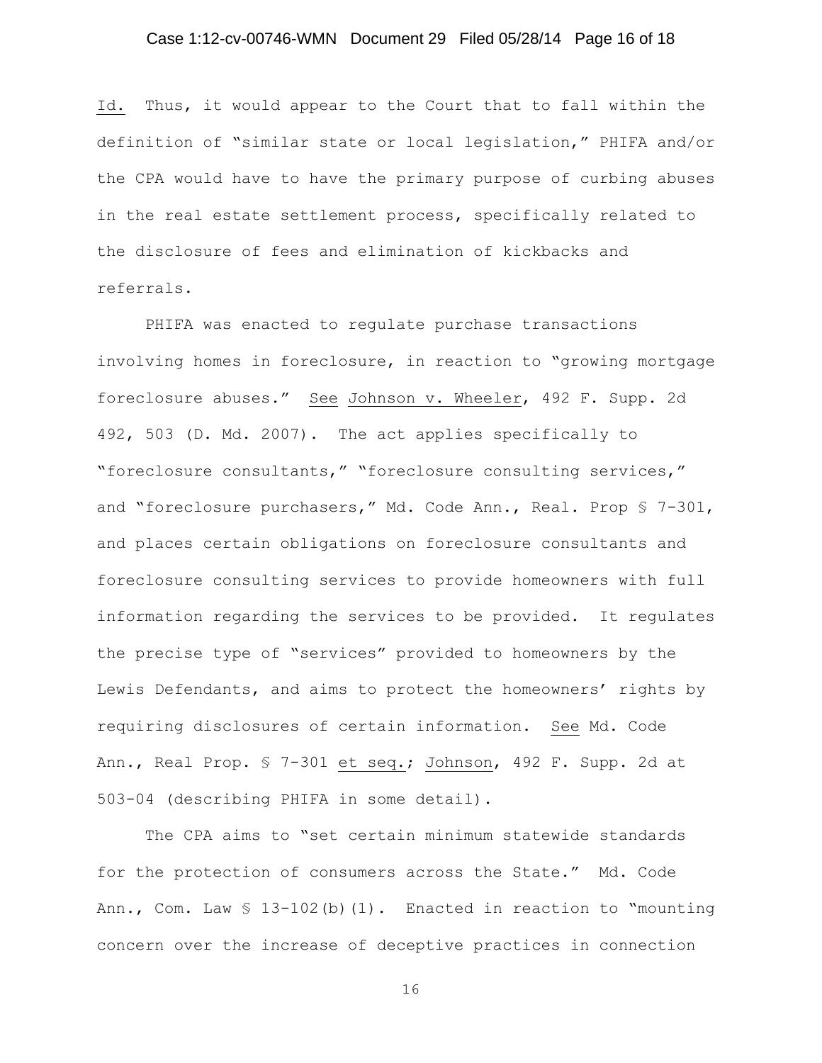Id. Thus, it would appear to the Court that to fall within the definition of "similar state or local legislation," PHIFA and/or the CPA would have to have the primary purpose of curbing abuses in the real estate settlement process, specifically related to the disclosure of fees and elimination of kickbacks and referrals.

PHIFA was enacted to regulate purchase transactions involving homes in foreclosure, in reaction to "growing mortgage foreclosure abuses." See Johnson v. Wheeler, 492 F. Supp. 2d 492, 503 (D. Md. 2007). The act applies specifically to "foreclosure consultants," "foreclosure consulting services," and "foreclosure purchasers," Md. Code Ann., Real. Prop § 7-301, and places certain obligations on foreclosure consultants and foreclosure consulting services to provide homeowners with full information regarding the services to be provided. It regulates the precise type of "services" provided to homeowners by the Lewis Defendants, and aims to protect the homeowners' rights by requiring disclosures of certain information. See Md. Code Ann., Real Prop. § 7-301 et seq.; Johnson, 492 F. Supp. 2d at 503-04 (describing PHIFA in some detail).

The CPA aims to "set certain minimum statewide standards for the protection of consumers across the State." Md. Code Ann., Com. Law § 13-102(b)(1). Enacted in reaction to "mounting concern over the increase of deceptive practices in connection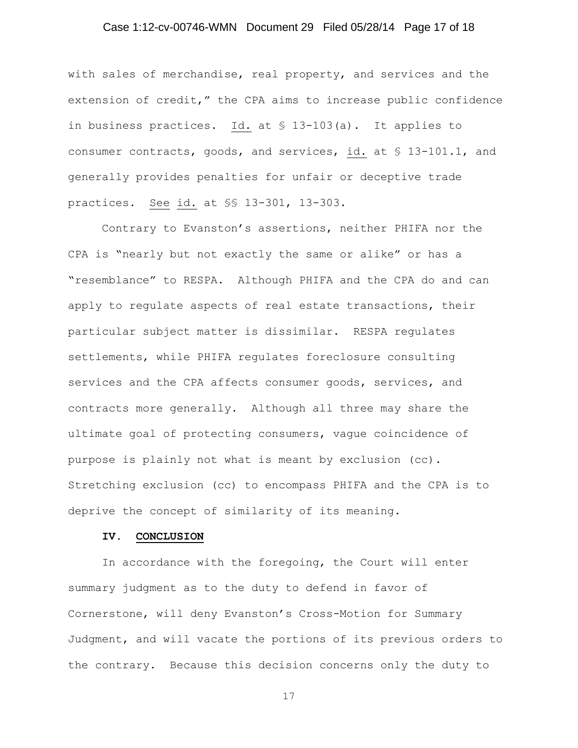with sales of merchandise, real property, and services and the extension of credit," the CPA aims to increase public confidence in business practices. Id. at § 13-103(a). It applies to consumer contracts, goods, and services, id. at § 13-101.1, and generally provides penalties for unfair or deceptive trade practices. See id. at §§ 13-301, 13-303.

Contrary to Evanston's assertions, neither PHIFA nor the CPA is "nearly but not exactly the same or alike" or has a "resemblance" to RESPA. Although PHIFA and the CPA do and can apply to regulate aspects of real estate transactions, their particular subject matter is dissimilar. RESPA regulates settlements, while PHIFA regulates foreclosure consulting services and the CPA affects consumer goods, services, and contracts more generally. Although all three may share the ultimate goal of protecting consumers, vague coincidence of purpose is plainly not what is meant by exclusion (cc). Stretching exclusion (cc) to encompass PHIFA and the CPA is to deprive the concept of similarity of its meaning.

## IV. CONCLUSION

In accordance with the foregoing, the Court will enter summary judgment as to the duty to defend in favor of Cornerstone, will deny Evanston's Cross-Motion for Summary Judgment, and will vacate the portions of its previous orders to the contrary. Because this decision concerns only the duty to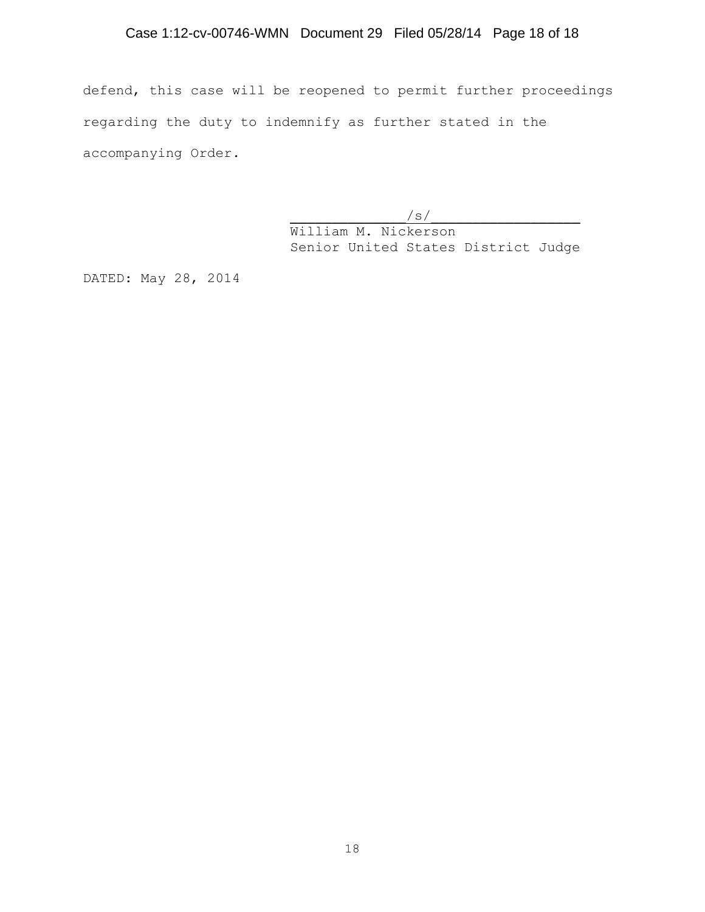defend, this case will be reopened to permit further proceedings regarding the duty to indemnify as further stated in the accompanying Order.

/s/
William M. Nickerson
Senior United States District Judge

DATED: May 28, 2014